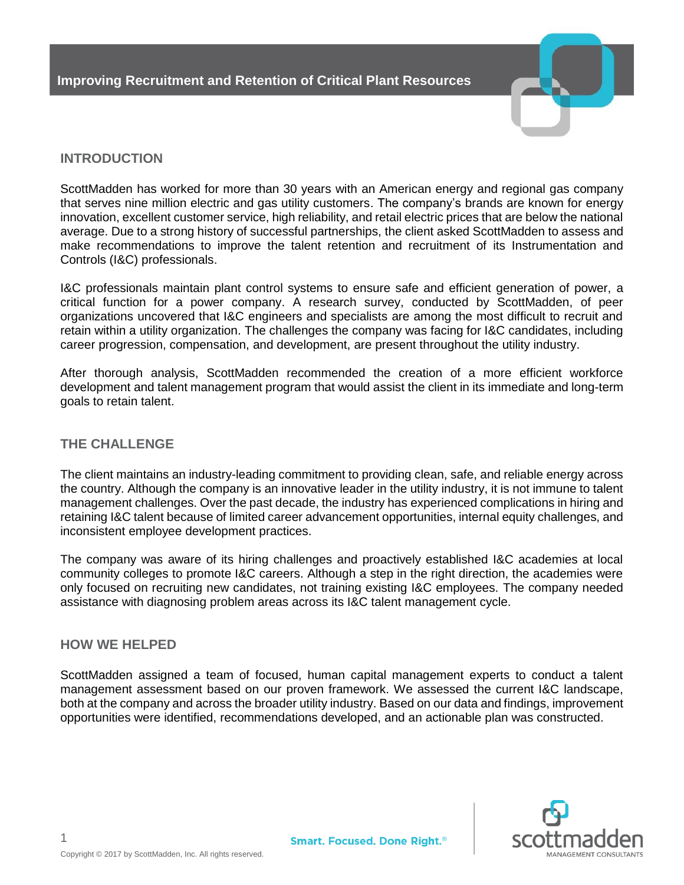# Improving Recruitment and Retention of Critical Plant Resources

## INTRODUCTION

ScottMadden has worked for more than 30 years with an American energy and regional gas company that serves nine million electric and gas utility customers. The company's brands are known for energy innovation, excellent customer service, high reliability, and retail electric prices that are below the national average. Due to a strong history of successful partnerships, the client asked ScottMadden to assess and make recommendations to improve the talent retention and recruitment of its Instrumentation and Controls (I&C) professionals.

I&C professionals maintain plant control systems to ensure safe and efficient generation of power, a critical function for a power company. A research survey, conducted by ScottMadden, of peer organizations uncovered that I&C engineers and specialists are among the most difficult to recruit and retain within a utility organization. The challenges the company was facing for I&C candidates, including career progression, compensation, and development, are present throughout the utility industry.

After thorough analysis, ScottMadden recommended the creation of a more efficient workforce development and talent management program that would assist the client in its immediate and long-term goals to retain talent.

## THE CHALLENGE

The client maintains an industry-leading commitment to providing clean, safe, and reliable energy across the country. Although the company is an innovative leader in the utility industry, it is not immune to talent management challenges. Over the past decade, the industry has experienced complications in hiring and retaining I&C talent because of limited career advancement opportunities, internal equity challenges, and inconsistent employee development practices.

The company was aware of its hiring challenges and proactively established I&C academies at local community colleges to promote I&C careers. Although a step in the right direction, the academies were only focused on recruiting new candidates, not training existing I&C employees. The company needed assistance with diagnosing problem areas across its I&C talent management cycle.

## HOW WE HELPED

ScottMadden assigned a team of focused, human capital management experts to conduct a talent management assessment based on our proven framework. We assessed the current I&C landscape, both at the company and across the broader utility industry. Based on our data and findings, improvement opportunities were identified, recommendations developed, and an actionable plan was constructed.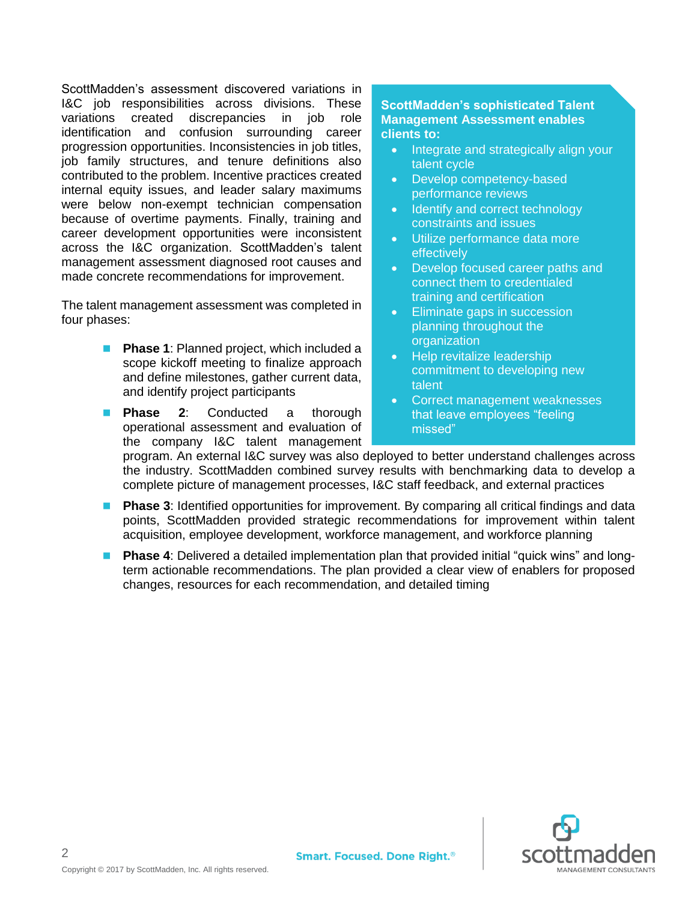ScottMadden's assessment discovered variations in I&C job responsibilities across divisions. These variations created discrepancies in job role identification and confusion surrounding career progression opportunities. Inconsistencies in job titles, job family structures, and tenure definitions also contributed to the problem. Incentive practices created internal equity issues, and leader salary maximums were below non-exempt technician compensation because of overtime payments. Finally, training and career development opportunities were inconsistent across the I&C organization. ScottMadden's talent management assessment diagnosed root causes and made concrete recommendations for improvement.

The talent management assessment was completed in four phases:

- **Phase 1**: Planned project, which included a scope kickoff meeting to finalize approach and define milestones, gather current data, and identify project participants
- **Phase 2**: Conducted a thorough operational assessment and evaluation of the company I&C talent management program. An external I&C survey was also deployed to better understand challenges across the industry. ScottMadden combined survey results with benchmarking data to develop a complete picture of management processes, I&C staff feedback, and external practices
- **Phase 3**: Identified opportunities for improvement. By comparing all critical findings and data points, ScottMadden provided strategic recommendations for improvement within talent acquisition, employee development, workforce management, and workforce planning
- **Phase 4**: Delivered a detailed implementation plan that provided initial "quick wins" and long-term actionable recommendations. The plan provided a clear view of enablers for proposed changes, resources for each recommendation, and detailed timing

**ScottMadden's sophisticated Talent Management Assessment enables clients to:**

- Integrate and strategically align your talent cycle
- Develop competency-based performance reviews
- Identify and correct technology constraints and issues
- Utilize performance data more effectively
- Develop focused career paths and connect them to credentialed training and certification
- Eliminate gaps in succession planning throughout the organization
- Help revitalize leadership commitment to developing new talent
- Correct management weaknesses that leave employees "feeling missed"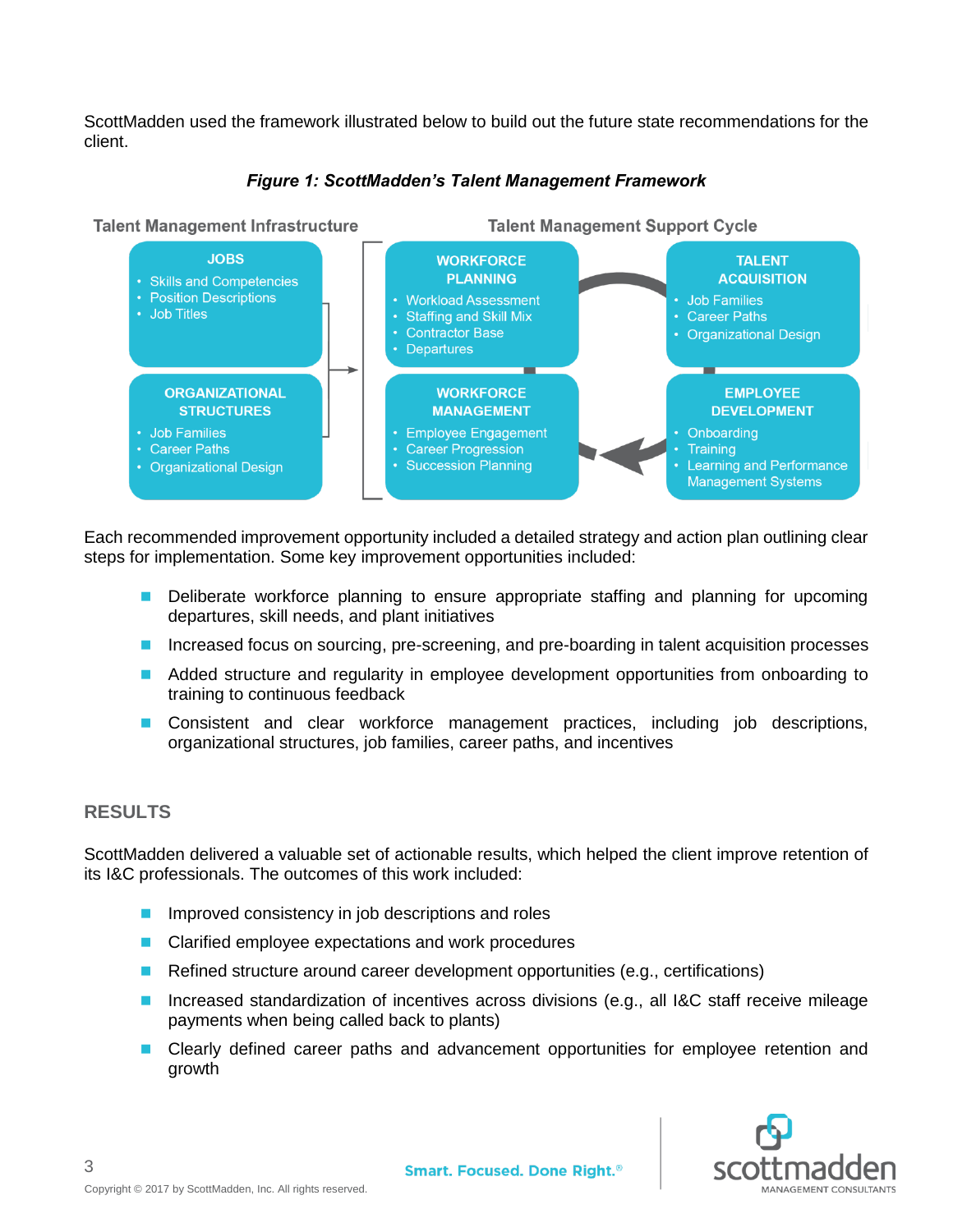ScottMadden used the framework illustrated below to build out the future state recommendations for the client.

***Figure 1: ScottMadden's Talent Management Framework***

**Talent Management Infrastructure**

**JOBS**
- Skills and Competencies
- Position Descriptions
- Job Titles

**ORGANIZATIONAL STRUCTURES**
- Job Families
- Career Paths
- Organizational Design

**Talent Management Support Cycle**

**WORKFORCE PLANNING**
- Workload Assessment
- Staffing and Skill Mix
- Contractor Base
- Departures

**TALENT ACQUISITION**
- Job Families
- Career Paths
- Organizational Design

**EMPLOYEE DEVELOPMENT**
- Onboarding
- Training
- Learning and Performance Management Systems

**WORKFORCE MANAGEMENT**
- Employee Engagement
- Career Progression
- Succession Planning

Each recommended improvement opportunity included a detailed strategy and action plan outlining clear steps for implementation. Some key improvement opportunities included:

- Deliberate workforce planning to ensure appropriate staffing and planning for upcoming departures, skill needs, and plant initiatives
- Increased focus on sourcing, pre-screening, and pre-boarding in talent acquisition processes
- Added structure and regularity in employee development opportunities from onboarding to training to continuous feedback
- Consistent and clear workforce management practices, including job descriptions, organizational structures, job families, career paths, and incentives

## RESULTS

ScottMadden delivered a valuable set of actionable results, which helped the client improve retention of its I&C professionals. The outcomes of this work included:

- Improved consistency in job descriptions and roles
- Clarified employee expectations and work procedures
- Refined structure around career development opportunities (e.g., certifications)
- Increased standardization of incentives across divisions (e.g., all I&C staff receive mileage payments when being called back to plants)
- Clearly defined career paths and advancement opportunities for employee retention and growth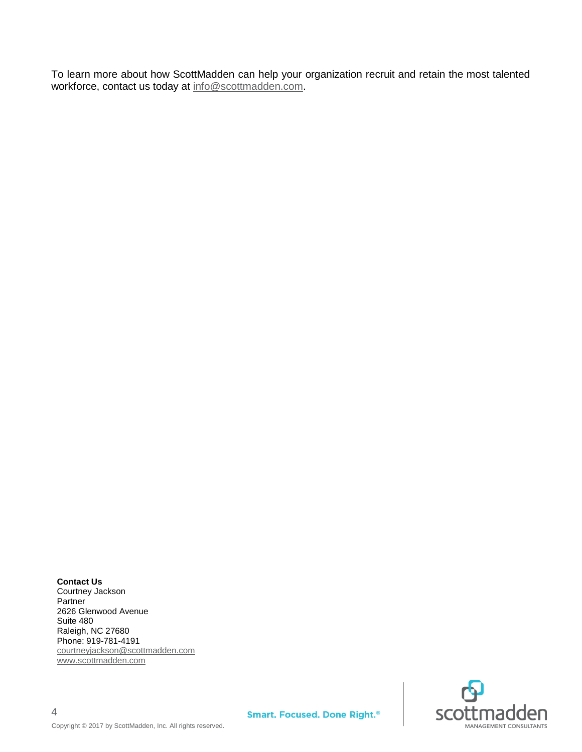To learn more about how ScottMadden can help your organization recruit and retain the most talented workforce, contact us today at info@scottmadden.com.

**Contact Us**
Courtney Jackson
Partner
2626 Glenwood Avenue
Suite 480
Raleigh, NC 27680
Phone: 919-781-4191
courtneyjackson@scottmadden.com
www.scottmadden.com

Smart. Focused. Done Right.®

scottmadden MANAGEMENT CONSULTANTS

Copyright © 2017 by ScottMadden, Inc. All rights reserved.